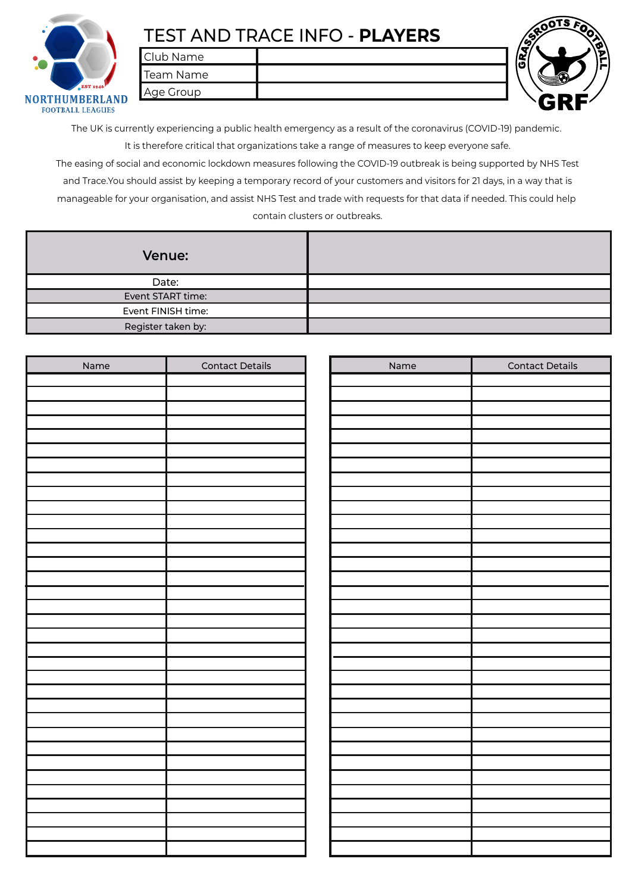NORTHUMBERLAND FOOTBALL LEAGUES EST 1946

# TEST AND TRACE INFO - **PLAYERS**

| Club Name | |
|---|---|
| Team Name | |
| Age Group | |

GRASSROOTS FOOTBALL GRF

The UK is currently experiencing a public health emergency as a result of the coronavirus (COVID-19) pandemic.
It is therefore critical that organizations take a range of measures to keep everyone safe.
The easing of social and economic lockdown measures following the COVID-19 outbreak is being supported by NHS Test and Trace.You should assist by keeping a temporary record of your customers and visitors for 21 days, in a way that is manageable for your organisation, and assist NHS Test and trade with requests for that data if needed. This could help contain clusters or outbreaks.

| **Venue:** | |
|---|---|
| Date: | |
| Event START time: | |
| Event FINISH time: | |
| Register taken by: | |

| Name | Contact Details |
|---|---|
| | |
| | |
| | |
| | |
| | |
| | |
| | |
| | |
| | |
| | |
| | |
| | |
| | |
| | |
| | |
| | |
| | |
| | |
| | |
| | |
| | |
| | |
| | |
| | |
| | |
| | |
| | |
| | |
| | |
| | |
| | |
| | |
| | |
| | |
| | |

| Name | Contact Details |
|---|---|
| | |
| | |
| | |
| | |
| | |
| | |
| | |
| | |
| | |
| | |
| | |
| | |
| | |
| | |
| | |
| | |
| | |
| | |
| | |
| | |
| | |
| | |
| | |
| | |
| | |
| | |
| | |
| | |
| | |
| | |
| | |
| | |
| | |
| | |
| | |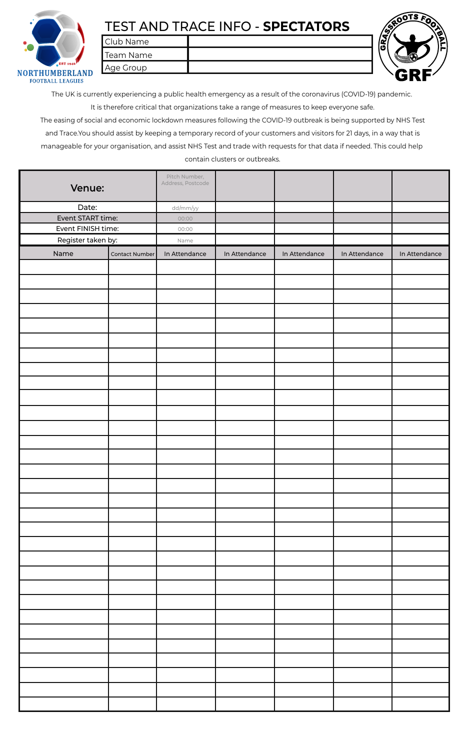# TEST AND TRACE INFO - **SPECTATORS**

NORTHUMBERLAND FOOTBALL LEAGUES

GRASSROOTS FOOTBALL GRF

| Club Name | |
|---|---|
| Team Name | |
| Age Group | |

The UK is currently experiencing a public health emergency as a result of the coronavirus (COVID-19) pandemic. It is therefore critical that organizations take a range of measures to keep everyone safe. The easing of social and economic lockdown measures following the COVID-19 outbreak is being supported by NHS Test and Trace.You should assist by keeping a temporary record of your customers and visitors for 21 days, in a way that is manageable for your organisation, and assist NHS Test and trade with requests for that data if needed. This could help contain clusters or outbreaks.

| **Venue:** | | Pitch Number, Address, Postcode | | | | |
|---|---|---|---|---|---|---|
| Date: | | dd/mm/yy | | | | |
| Event START time: | | 00:00 | | | | |
| Event FINISH time: | | 00:00 | | | | |
| Register taken by: | | Name | | | | |
| Name | Contact Number | In Attendance | In Attendance | In Attendance | In Attendance | In Attendance |
| | | | | | | |
| | | | | | | |
| | | | | | | |
| | | | | | | |
| | | | | | | |
| | | | | | | |
| | | | | | | |
| | | | | | | |
| | | | | | | |
| | | | | | | |
| | | | | | | |
| | | | | | | |
| | | | | | | |
| | | | | | | |
| | | | | | | |
| | | | | | | |
| | | | | | | |
| | | | | | | |
| | | | | | | |
| | | | | | | |
| | | | | | | |
| | | | | | | |
| | | | | | | |
| | | | | | | |
| | | | | | | |
| | | | | | | |
| | | | | | | |
| | | | | | | |
| | | | | | | |
| | | | | | | |
| | | | | | | |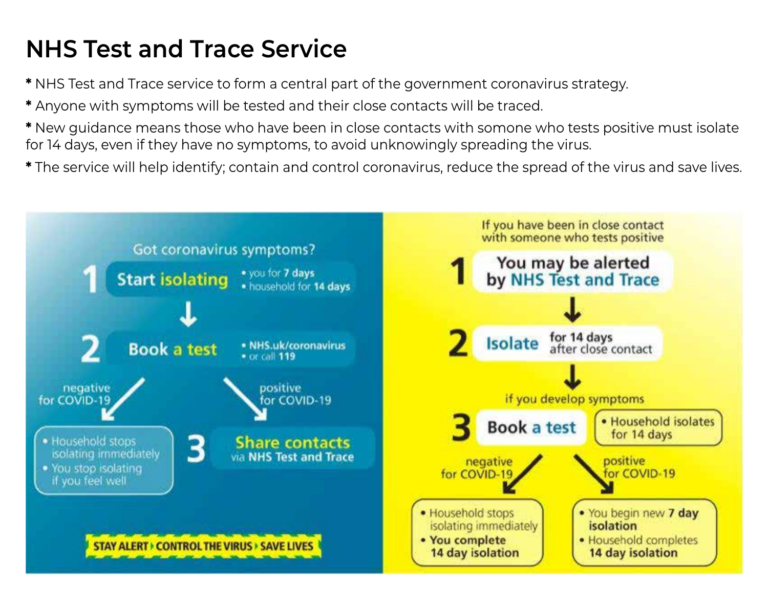# NHS Test and Trace Service

* NHS Test and Trace service to form a central part of the government coronavirus strategy.
* Anyone with symptoms will be tested and their close contacts will be traced.
* New guidance means those who have been in close contacts with somone who tests positive must isolate for 14 days, even if they have no symptoms, to avoid unknowingly spreading the virus.
* The service will help identify; contain and control coronavirus, reduce the spread of the virus and save lives.

Got coronavirus symptoms?

1 Start isolating
- you for 7 days
- household for 14 days

2 Book a test
- NHS.uk/coronavirus
- or call 119

negative for COVID-19
- Household stops isolating immediately
- You stop isolating if you feel well

positive for COVID-19

3 Share contacts via NHS Test and Trace

STAY ALERT › CONTROL THE VIRUS › SAVE LIVES

If you have been in close contact with someone who tests positive

1 You may be alerted by NHS Test and Trace

2 Isolate for 14 days after close contact

if you develop symptoms

3 Book a test
- Household isolates for 14 days

negative for COVID-19
- Household stops isolating immediately
- You complete 14 day isolation

positive for COVID-19
- You begin new 7 day isolation
- Household completes 14 day isolation